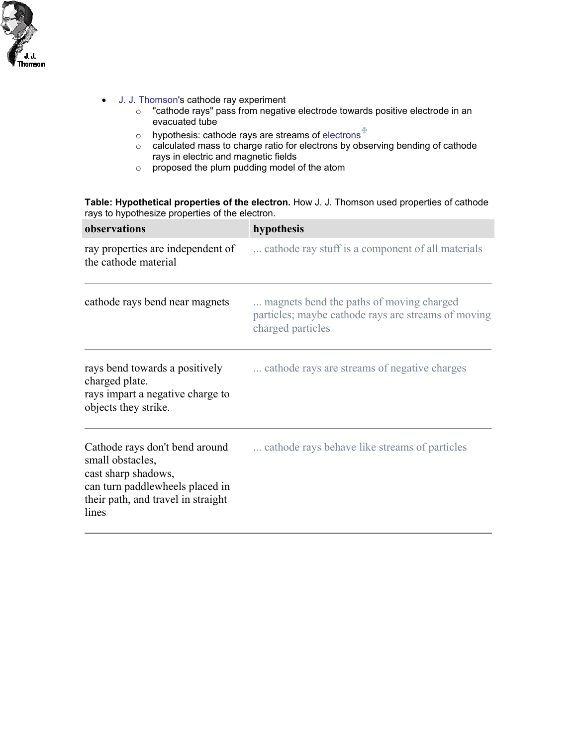- J. J. Thomson's cathode ray experiment
  - "cathode rays" pass from negative electrode towards positive electrode in an evacuated tube
  - hypothesis: cathode rays are streams of electrons
  - calculated mass to charge ratio for electrons by observing bending of cathode rays in electric and magnetic fields
  - proposed the plum pudding model of the atom

**Table: Hypothetical properties of the electron.** How J. J. Thomson used properties of cathode rays to hypothesize properties of the electron.

| observations | hypothesis |
|---|---|
| ray properties are independent of the cathode material | ... cathode ray stuff is a component of all materials |
| cathode rays bend near magnets | ... magnets bend the paths of moving charged particles; maybe cathode rays are streams of moving charged particles |
| rays bend towards a positively charged plate.<br>rays impart a negative charge to objects they strike. | ... cathode rays are streams of negative charges |
| Cathode rays don't bend around small obstacles,<br>cast sharp shadows,<br>can turn paddlewheels placed in their path, and travel in straight lines | ... cathode rays behave like streams of particles |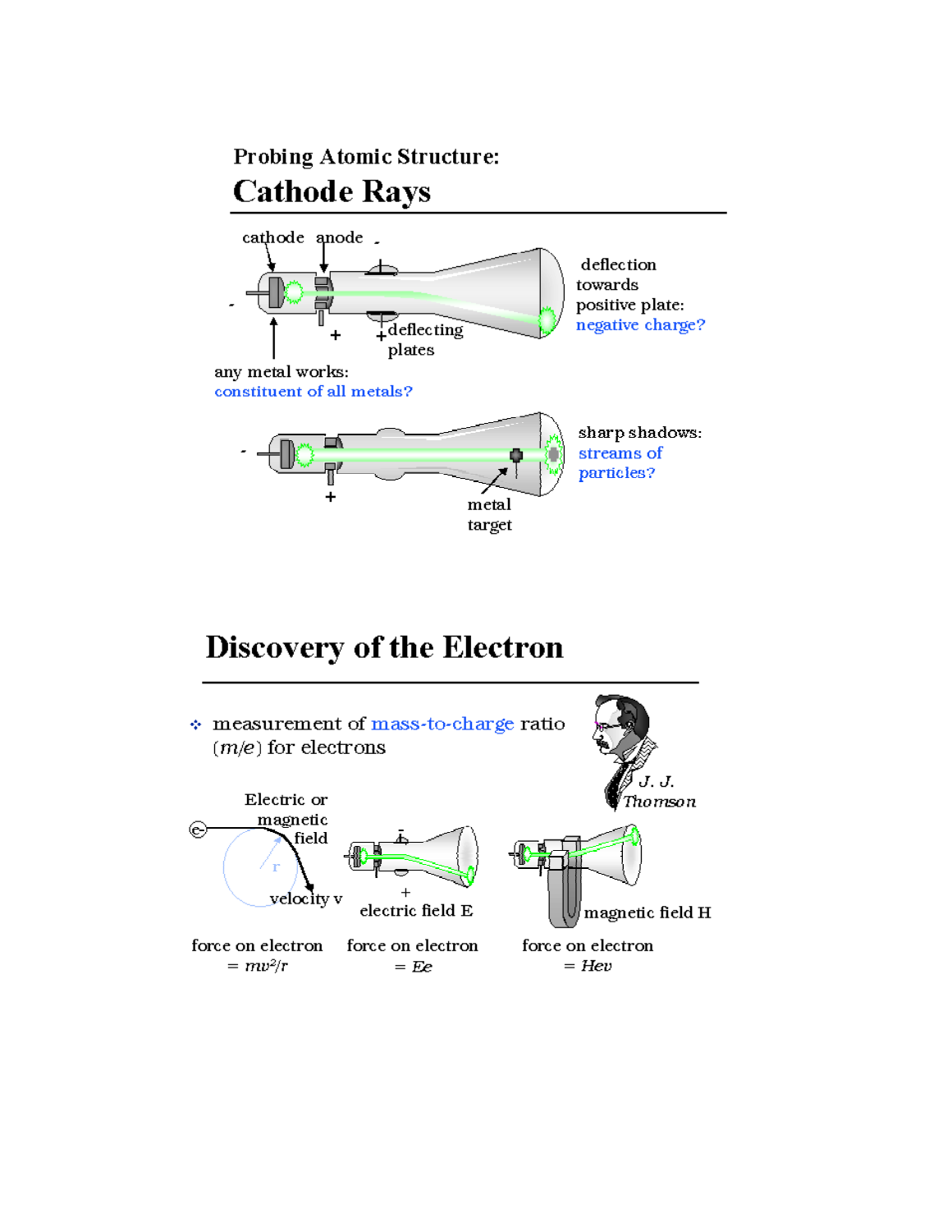Probing Atomic Structure:

## Cathode Rays

cathode anode -

\-

\+ + deflecting plates

deflection towards positive plate: negative charge?

any metal works: constituent of all metals?

\-

\+

metal target

sharp shadows: streams of particles?

## Discovery of the Electron

- measurement of mass-to-charge ratio ($m/e$) for electrons

J. J. Thomson

Electric or magnetic field

e-

r

velocity v

\+

electric field E

magnetic field H

force on electron = $mv^2/r$

force on electron = $Ee$

force on electron = $Hev$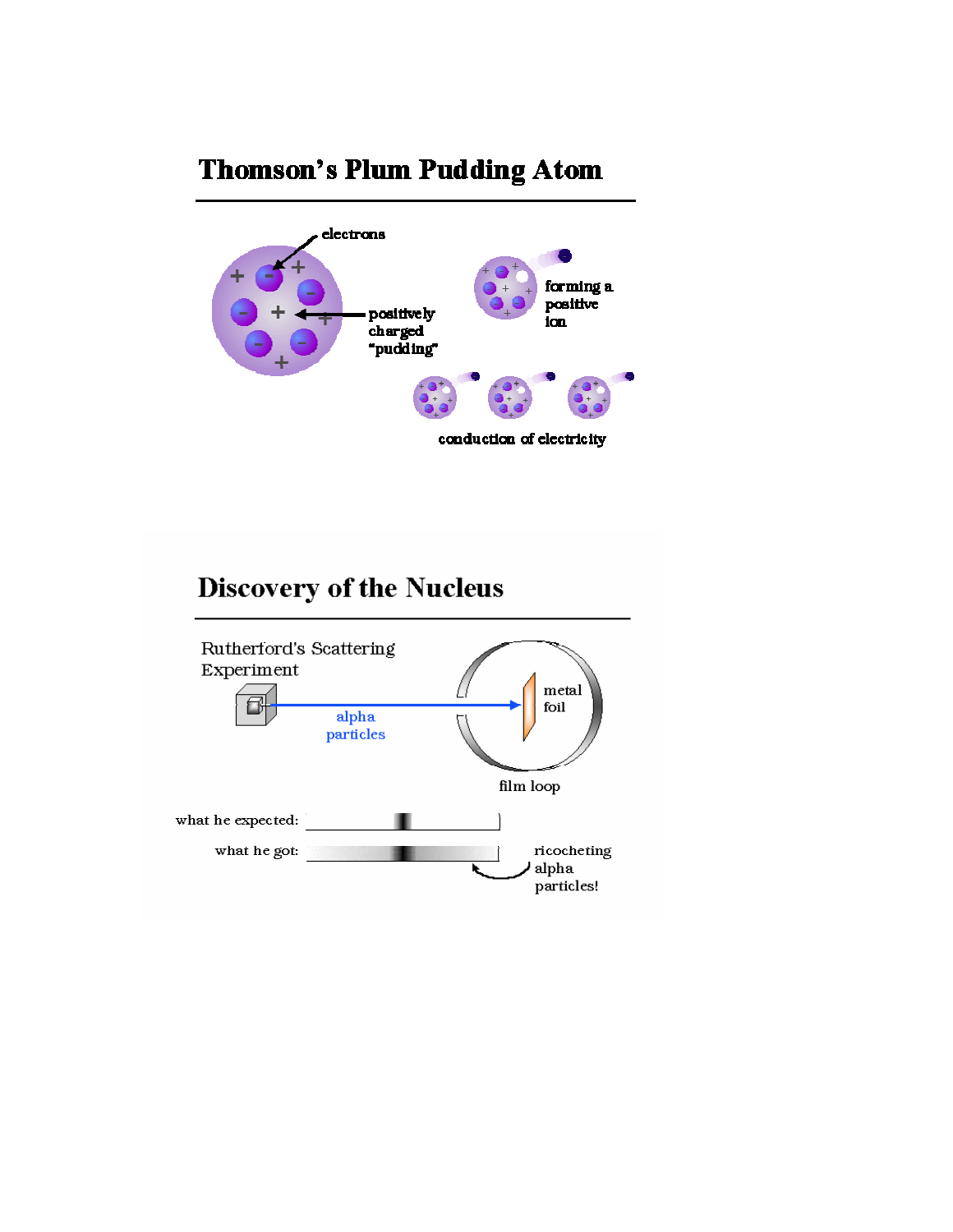# Thomson's Plum Pudding Atom

electrons

positively charged "pudding"

forming a positive ion

conduction of electricity

# Discovery of the Nucleus

Rutherford's Scattering Experiment

alpha particles

metal foil

film loop

what he expected:

what he got:

ricocheting alpha particles!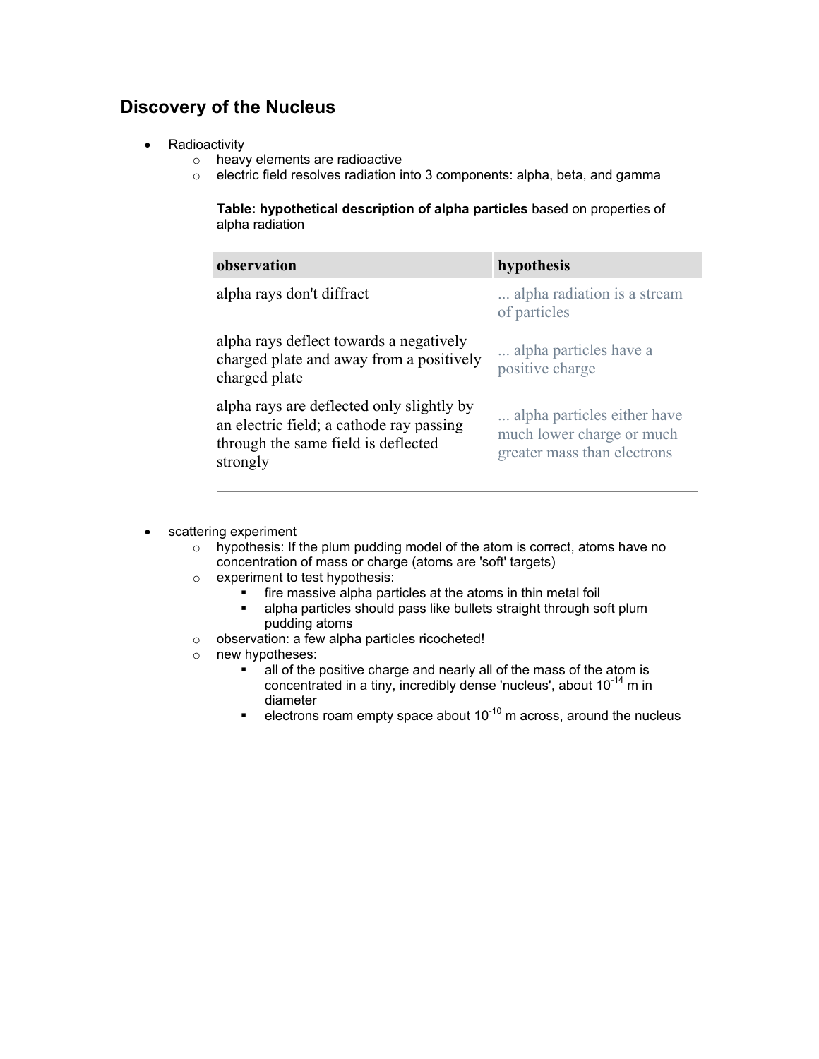## Discovery of the Nucleus

- Radioactivity
  - heavy elements are radioactive
  - electric field resolves radiation into 3 components: alpha, beta, and gamma

    **Table: hypothetical description of alpha particles** based on properties of alpha radiation

    | observation | hypothesis |
    | --- | --- |
    | alpha rays don't diffract | ... alpha radiation is a stream of particles |
    | alpha rays deflect towards a negatively charged plate and away from a positively charged plate | ... alpha particles have a positive charge |
    | alpha rays are deflected only slightly by an electric field; a cathode ray passing through the same field is deflected strongly | ... alpha particles either have much lower charge or much greater mass than electrons |

- scattering experiment
  - hypothesis: If the plum pudding model of the atom is correct, atoms have no concentration of mass or charge (atoms are 'soft' targets)
  - experiment to test hypothesis:
    - fire massive alpha particles at the atoms in thin metal foil
    - alpha particles should pass like bullets straight through soft plum pudding atoms
  - observation: a few alpha particles ricocheted!
  - new hypotheses:
    - all of the positive charge and nearly all of the mass of the atom is concentrated in a tiny, incredibly dense 'nucleus', about $10^{-14}$ m in diameter
    - electrons roam empty space about $10^{-10}$ m across, around the nucleus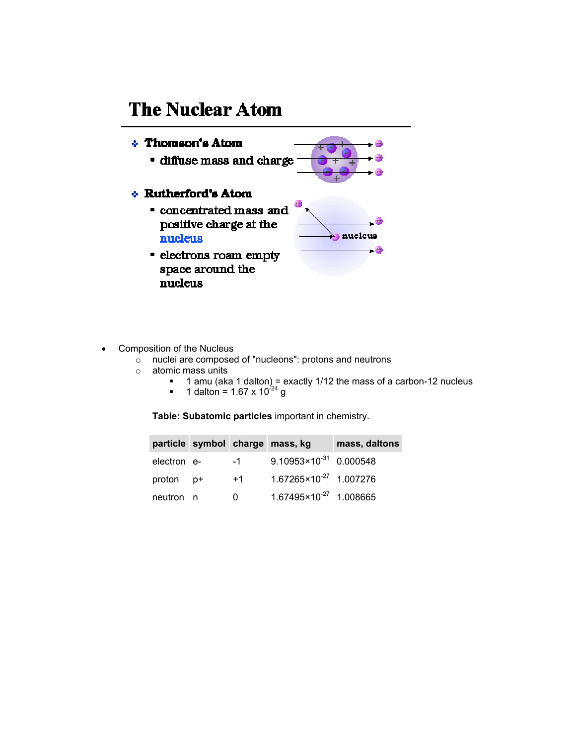# The Nuclear Atom

- **Thomson's Atom**
  - diffuse mass and charge
- **Rutherford's Atom**
  - concentrated mass and positive charge at the nucleus
  - electrons roam empty space around the nucleus

nucleus

- Composition of the Nucleus
  - nuclei are composed of "nucleons": protons and neutrons
  - atomic mass units
    - 1 amu (aka 1 dalton) = exactly 1/12 the mass of a carbon-12 nucleus
    - 1 dalton = $1.67 \times 10^{-24}$ g

**Table: Subatomic particles** important in chemistry.

| particle | symbol | charge | mass, kg | mass, daltons |
|---|---|---|---|---|
| electron | e- | -1 | $9.10953 \times 10^{-31}$ | 0.000548 |
| proton | p+ | +1 | $1.67265 \times 10^{-27}$ | 1.007276 |
| neutron | n | 0 | $1.67495 \times 10^{-27}$ | 1.008665 |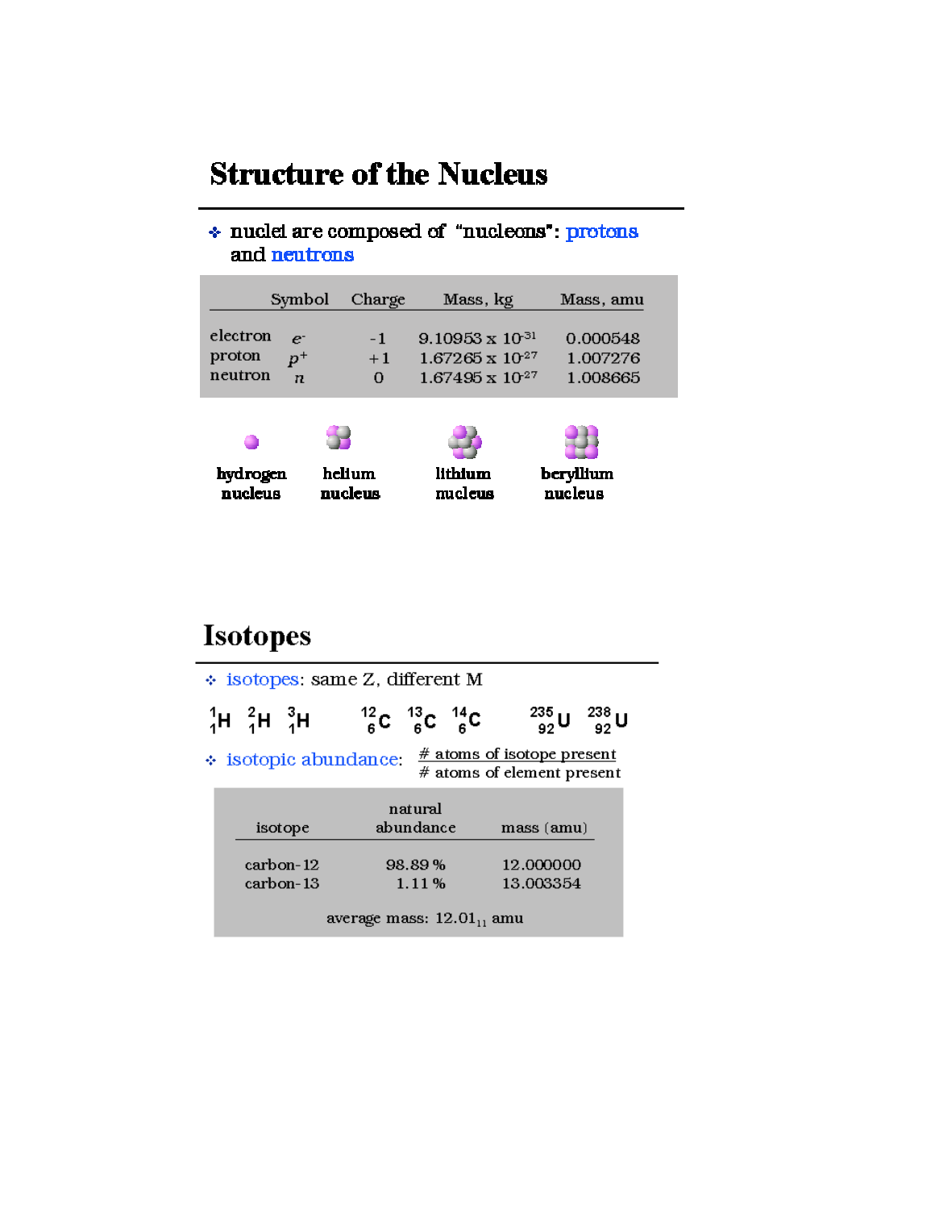# Structure of the Nucleus

- nuclei are composed of "nucleons": protons and neutrons

| | Symbol | Charge | Mass, kg | Mass, amu |
|---|---|---|---|---|
| electron | $e^-$ | -1 | $9.10953 \times 10^{-31}$ | 0.000548 |
| proton | $p^+$ | +1 | $1.67265 \times 10^{-27}$ | 1.007276 |
| neutron | $n$ | 0 | $1.67495 \times 10^{-27}$ | 1.008665 |

hydrogen nucleus    helium nucleus    lithium nucleus    beryllium nucleus

# Isotopes

- isotopes: same Z, different M

$^{1}_{1}H$  $^{2}_{1}H$  $^{3}_{1}H$    $^{12}_{6}C$  $^{13}_{6}C$  $^{14}_{6}C$    $^{235}_{92}U$  $^{238}_{92}U$

- isotopic abundance: $\frac{\text{\# atoms of isotope present}}{\text{\# atoms of element present}}$

| isotope | natural abundance | mass (amu) |
|---|---|---|
| carbon-12 | 98.89 % | 12.000000 |
| carbon-13 | 1.11 % | 13.003354 |

average mass: $12.01_{11}$ amu